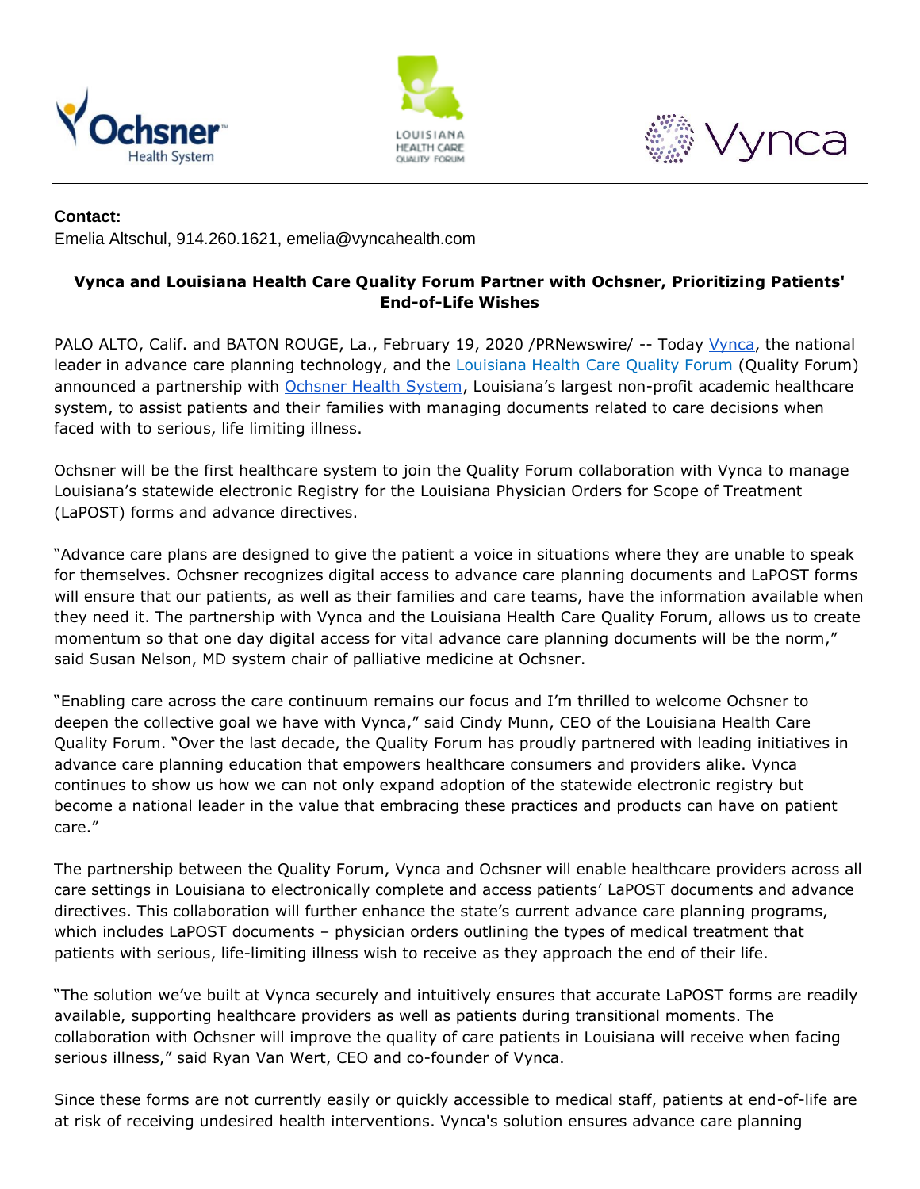**Contact:**
Emelia Altschul, 914.260.1621, emelia@vyncahealth.com

**Vynca and Louisiana Health Care Quality Forum Partner with Ochsner, Prioritizing Patients' End-of-Life Wishes**

PALO ALTO, Calif. and BATON ROUGE, La., February 19, 2020 /PRNewswire/ -- Today [Vynca](), the national leader in advance care planning technology, and the [Louisiana Health Care Quality Forum]() (Quality Forum) announced a partnership with [Ochsner Health System](), Louisiana's largest non-profit academic healthcare system, to assist patients and their families with managing documents related to care decisions when faced with to serious, life limiting illness.

Ochsner will be the first healthcare system to join the Quality Forum collaboration with Vynca to manage Louisiana's statewide electronic Registry for the Louisiana Physician Orders for Scope of Treatment (LaPOST) forms and advance directives.

"Advance care plans are designed to give the patient a voice in situations where they are unable to speak for themselves. Ochsner recognizes digital access to advance care planning documents and LaPOST forms will ensure that our patients, as well as their families and care teams, have the information available when they need it. The partnership with Vynca and the Louisiana Health Care Quality Forum, allows us to create momentum so that one day digital access for vital advance care planning documents will be the norm," said Susan Nelson, MD system chair of palliative medicine at Ochsner.

"Enabling care across the care continuum remains our focus and I'm thrilled to welcome Ochsner to deepen the collective goal we have with Vynca," said Cindy Munn, CEO of the Louisiana Health Care Quality Forum. "Over the last decade, the Quality Forum has proudly partnered with leading initiatives in advance care planning education that empowers healthcare consumers and providers alike. Vynca continues to show us how we can not only expand adoption of the statewide electronic registry but become a national leader in the value that embracing these practices and products can have on patient care."

The partnership between the Quality Forum, Vynca and Ochsner will enable healthcare providers across all care settings in Louisiana to electronically complete and access patients' LaPOST documents and advance directives. This collaboration will further enhance the state's current advance care planning programs, which includes LaPOST documents – physician orders outlining the types of medical treatment that patients with serious, life-limiting illness wish to receive as they approach the end of their life.

"The solution we've built at Vynca securely and intuitively ensures that accurate LaPOST forms are readily available, supporting healthcare providers as well as patients during transitional moments. The collaboration with Ochsner will improve the quality of care patients in Louisiana will receive when facing serious illness," said Ryan Van Wert, CEO and co-founder of Vynca.

Since these forms are not currently easily or quickly accessible to medical staff, patients at end-of-life are at risk of receiving undesired health interventions. Vynca's solution ensures advance care planning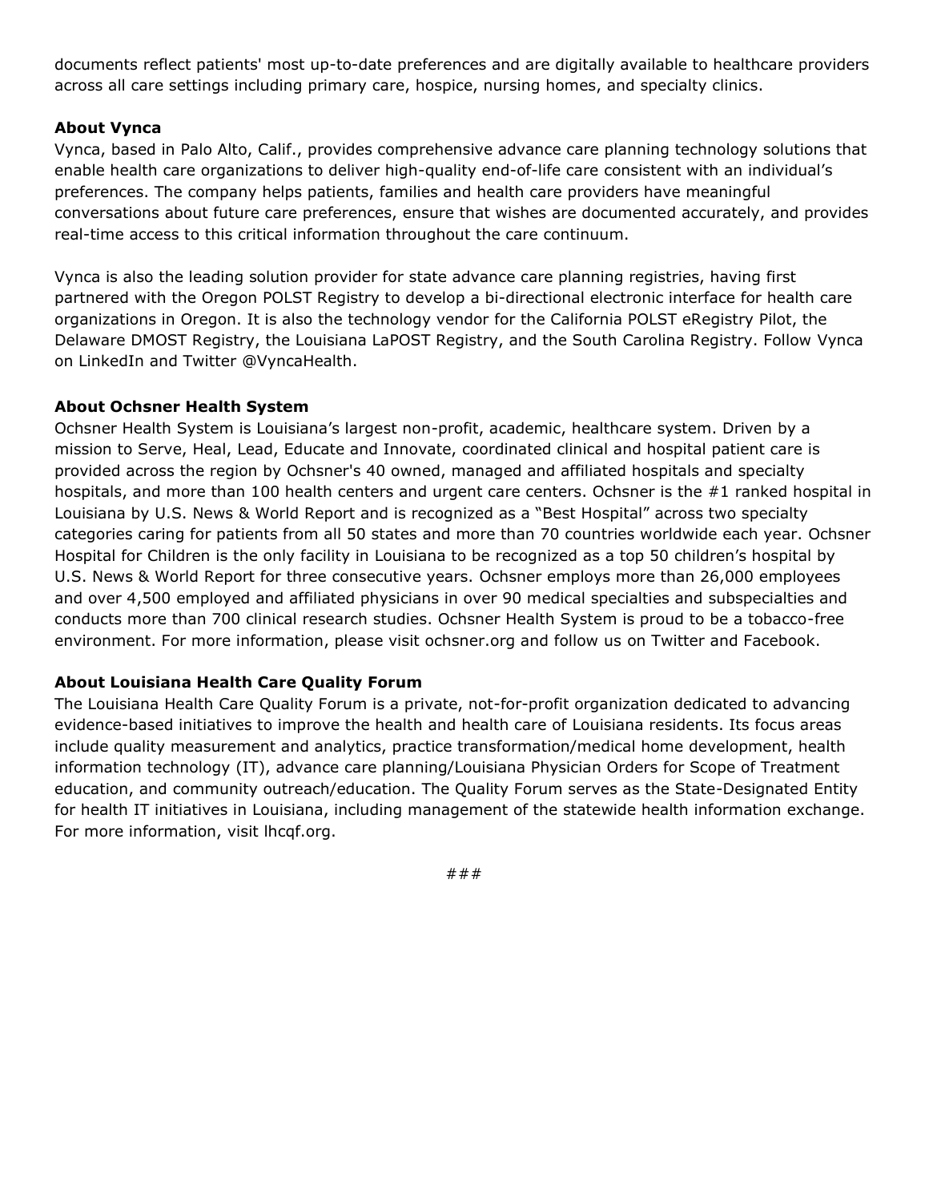documents reflect patients' most up-to-date preferences and are digitally available to healthcare providers across all care settings including primary care, hospice, nursing homes, and specialty clinics.

**About Vynca**

Vynca, based in Palo Alto, Calif., provides comprehensive advance care planning technology solutions that enable health care organizations to deliver high-quality end-of-life care consistent with an individual's preferences. The company helps patients, families and health care providers have meaningful conversations about future care preferences, ensure that wishes are documented accurately, and provides real-time access to this critical information throughout the care continuum.

Vynca is also the leading solution provider for state advance care planning registries, having first partnered with the Oregon POLST Registry to develop a bi-directional electronic interface for health care organizations in Oregon. It is also the technology vendor for the California POLST eRegistry Pilot, the Delaware DMOST Registry, the Louisiana LaPOST Registry, and the South Carolina Registry. Follow Vynca on LinkedIn and Twitter @VyncaHealth.

**About Ochsner Health System**

Ochsner Health System is Louisiana's largest non-profit, academic, healthcare system. Driven by a mission to Serve, Heal, Lead, Educate and Innovate, coordinated clinical and hospital patient care is provided across the region by Ochsner's 40 owned, managed and affiliated hospitals and specialty hospitals, and more than 100 health centers and urgent care centers. Ochsner is the #1 ranked hospital in Louisiana by U.S. News & World Report and is recognized as a "Best Hospital" across two specialty categories caring for patients from all 50 states and more than 70 countries worldwide each year. Ochsner Hospital for Children is the only facility in Louisiana to be recognized as a top 50 children's hospital by U.S. News & World Report for three consecutive years. Ochsner employs more than 26,000 employees and over 4,500 employed and affiliated physicians in over 90 medical specialties and subspecialties and conducts more than 700 clinical research studies. Ochsner Health System is proud to be a tobacco-free environment. For more information, please visit ochsner.org and follow us on Twitter and Facebook.

**About Louisiana Health Care Quality Forum**

The Louisiana Health Care Quality Forum is a private, not-for-profit organization dedicated to advancing evidence-based initiatives to improve the health and health care of Louisiana residents. Its focus areas include quality measurement and analytics, practice transformation/medical home development, health information technology (IT), advance care planning/Louisiana Physician Orders for Scope of Treatment education, and community outreach/education. The Quality Forum serves as the State-Designated Entity for health IT initiatives in Louisiana, including management of the statewide health information exchange. For more information, visit lhcqf.org.

###